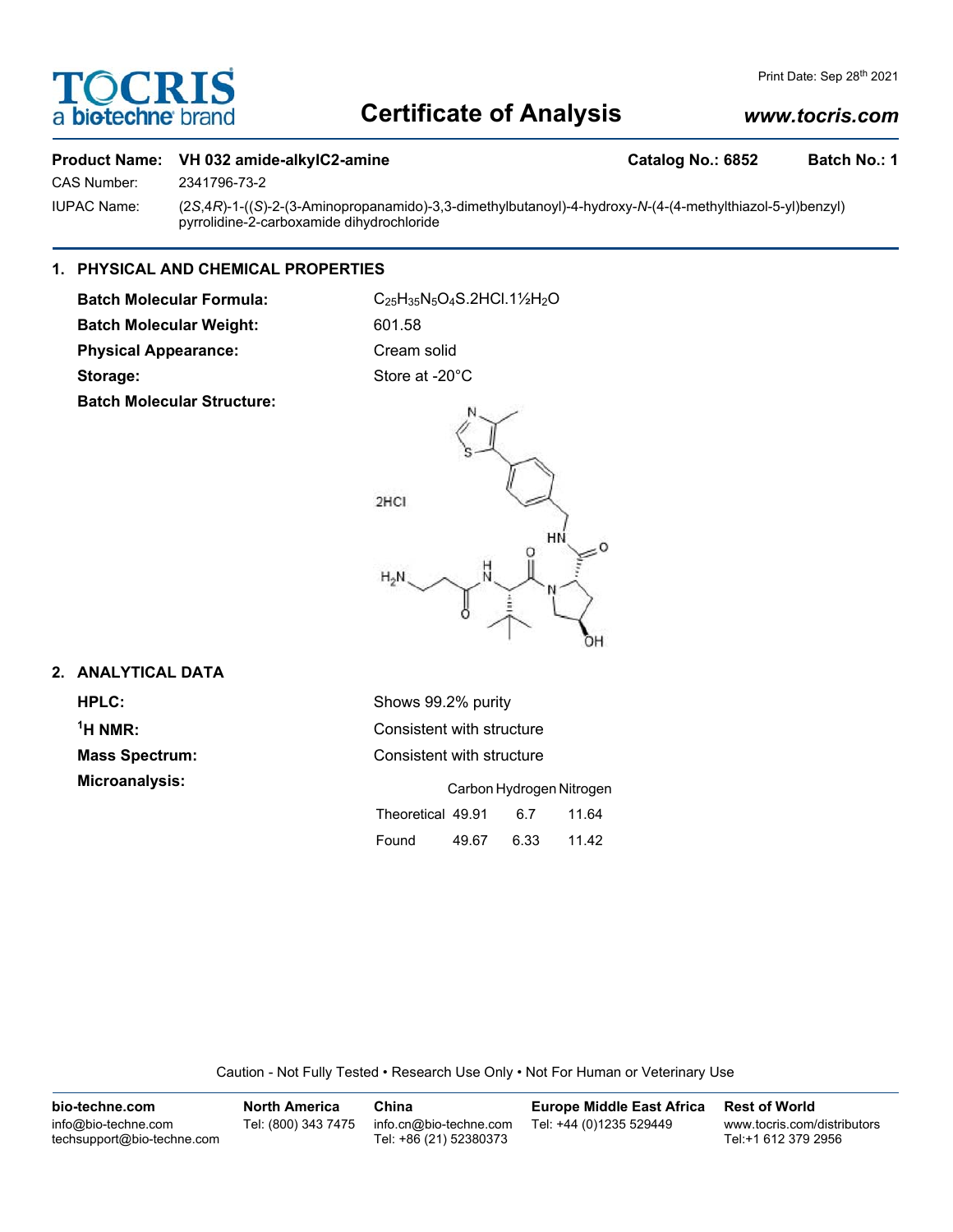# Certificate of Analysis

Print Date: Sep 28th 2021

www.tocris.com

**Product Name: VH 032 amide-alkylC2-amine** **Catalog No.: 6852** **Batch No.: 1**

CAS Number: 2341796-73-2

IUPAC Name: (2*S*,4*R*)-1-((*S*)-2-(3-Aminopropanamido)-3,3-dimethylbutanoyl)-4-hydroxy-*N*-(4-(4-methylthiazol-5-yl)benzyl)pyrrolidine-2-carboxamide dihydrochloride

## 1. PHYSICAL AND CHEMICAL PROPERTIES

**Batch Molecular Formula:** $C_{25}H_{35}N_5O_4S.2HCl.1½H_2O$

**Batch Molecular Weight:** 601.58

**Physical Appearance:** Cream solid

**Storage:** Store at -20°C

**Batch Molecular Structure:**

2HCl

## 2. ANALYTICAL DATA

**HPLC:** Shows 99.2% purity

**$^1$H NMR:** Consistent with structure

**Mass Spectrum:** Consistent with structure

**Microanalysis:**

| | Carbon | Hydrogen | Nitrogen |
|---|---|---|---|
| Theoretical | 49.91 | 6.7 | 11.64 |
| Found | 49.67 | 6.33 | 11.42 |

Caution - Not Fully Tested • Research Use Only • Not For Human or Veterinary Use

| bio-techne.com | North America | China | Europe Middle East Africa | Rest of World |
|---|---|---|---|---|
| info@bio-techne.com<br>techsupport@bio-techne.com | Tel: (800) 343 7475 | info.cn@bio-techne.com<br>Tel: +86 (21) 52380373 | Tel: +44 (0)1235 529449 | www.tocris.com/distributors<br>Tel:+1 612 379 2956 |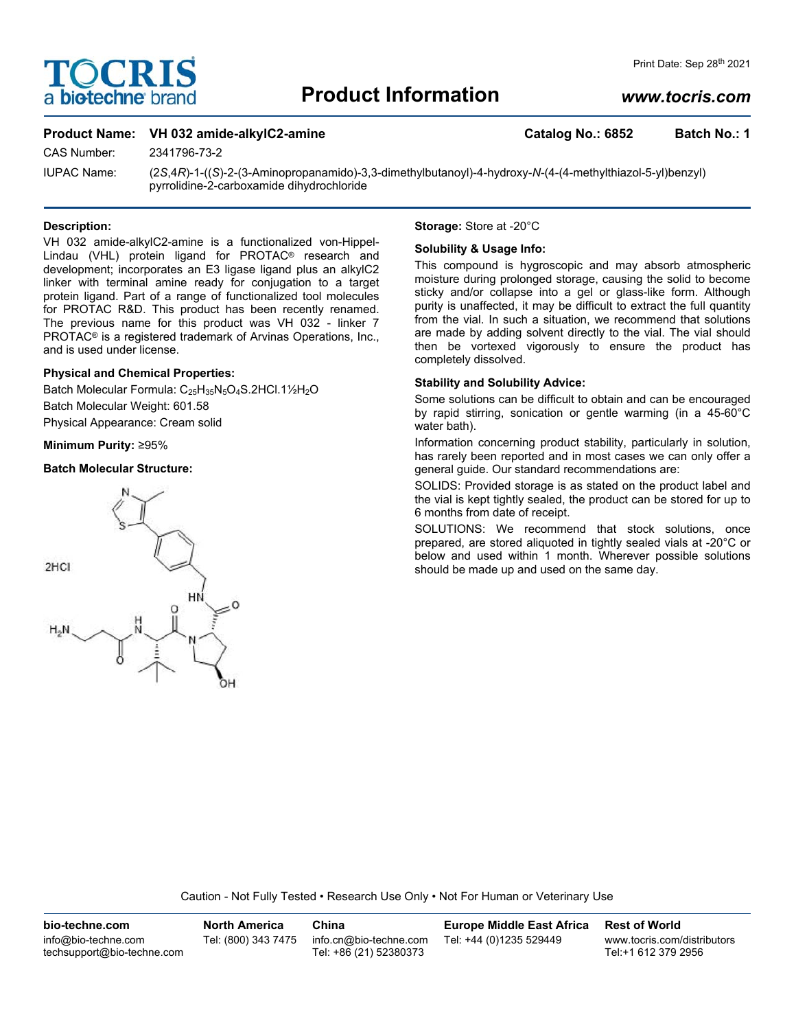# Product Information

www.tocris.com

Print Date: Sep 28th 2021

**Product Name:** VH 032 amide-alkylC2-amine **Catalog No.:** 6852 **Batch No.:** 1

CAS Number: 2341796-73-2

IUPAC Name: (2*S*,4*R*)-1-((*S*)-2-(3-Aminopropanamido)-3,3-dimethylbutanoyl)-4-hydroxy-*N*-(4-(4-methylthiazol-5-yl)benzyl) pyrrolidine-2-carboxamide dihydrochloride

### Description:

VH 032 amide-alkylC2-amine is a functionalized von-Hippel-Lindau (VHL) protein ligand for PROTAC® research and development; incorporates an E3 ligase ligand plus an alkylC2 linker with terminal amine ready for conjugation to a target protein ligand. Part of a range of functionalized tool molecules for PROTAC R&D. This product has been recently renamed. The previous name for this product was VH 032 - linker 7 PROTAC® is a registered trademark of Arvinas Operations, Inc., and is used under license.

### Physical and Chemical Properties:

Batch Molecular Formula: $C_{25}H_{35}N_5O_4S.2HCl.1½H_2O$

Batch Molecular Weight: 601.58

Physical Appearance: Cream solid

**Minimum Purity:** ≥95%

### Batch Molecular Structure:

2HCl

**Storage:** Store at -20°C

### Solubility & Usage Info:

This compound is hygroscopic and may absorb atmospheric moisture during prolonged storage, causing the solid to become sticky and/or collapse into a gel or glass-like form. Although purity is unaffected, it may be difficult to extract the full quantity from the vial. In such a situation, we recommend that solutions are made by adding solvent directly to the vial. The vial should then be vortexed vigorously to ensure the product has completely dissolved.

### Stability and Solubility Advice:

Some solutions can be difficult to obtain and can be encouraged by rapid stirring, sonication or gentle warming (in a 45-60°C water bath).

Information concerning product stability, particularly in solution, has rarely been reported and in most cases we can only offer a general guide. Our standard recommendations are:

SOLIDS: Provided storage is as stated on the product label and the vial is kept tightly sealed, the product can be stored for up to 6 months from date of receipt.

SOLUTIONS: We recommend that stock solutions, once prepared, are stored aliquoted in tightly sealed vials at -20°C or below and used within 1 month. Wherever possible solutions should be made up and used on the same day.

Caution - Not Fully Tested • Research Use Only • Not For Human or Veterinary Use

**bio-techne.com**
info@bio-techne.com
techsupport@bio-techne.com

**North America**
Tel: (800) 343 7475

**China**
info.cn@bio-techne.com
Tel: +86 (21) 52380373

**Europe Middle East Africa**
Tel: +44 (0)1235 529449

**Rest of World**
www.tocris.com/distributors
Tel:+1 612 379 2956